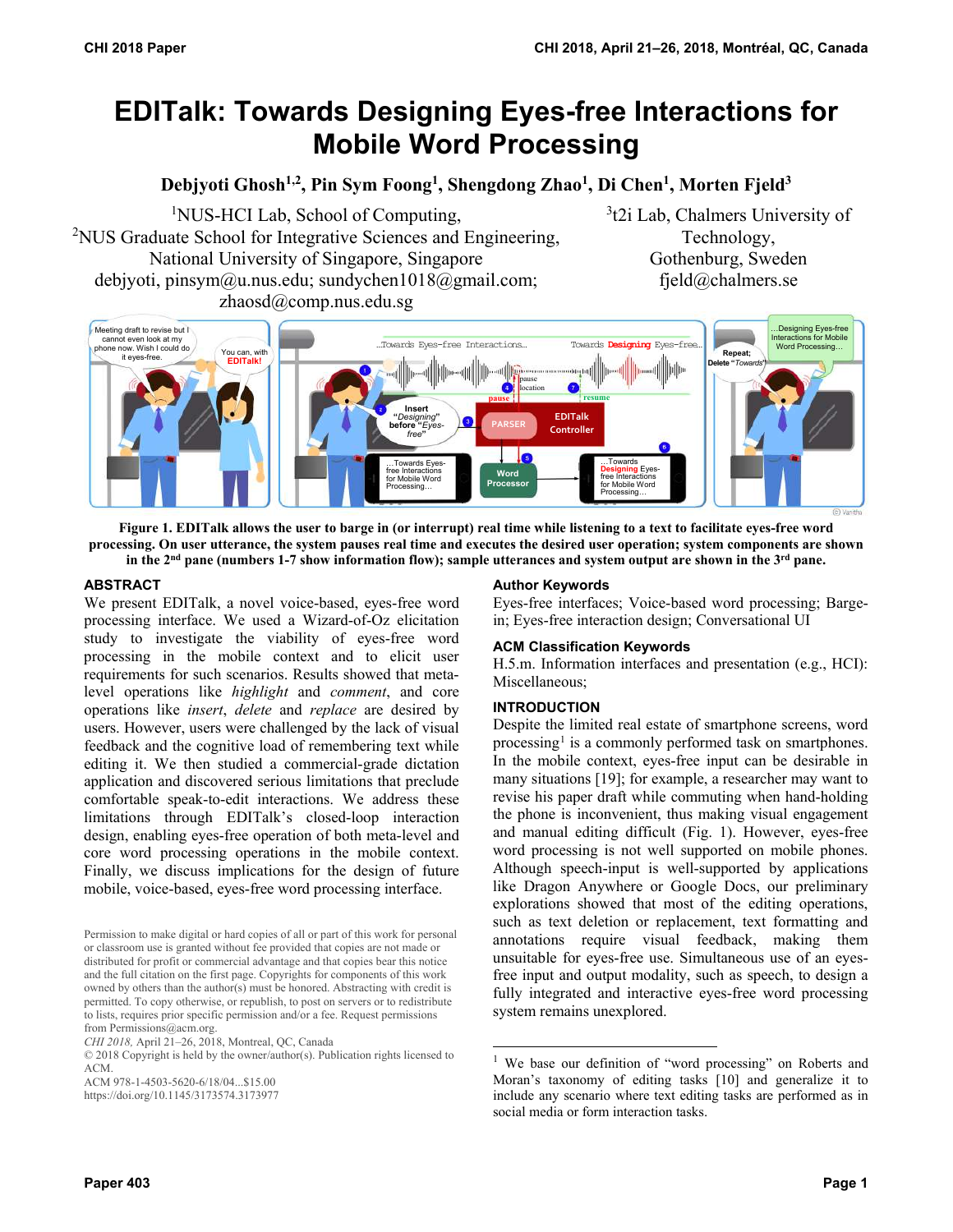# EDITalk: Towards Designing Eyes-free Interactions for Mobile Word Processing

**Debjyoti Ghosh[1,2], Pin Sym Foong[1], Shengdong Zhao[1], Di Chen[1], Morten Fjeld[3]**

[1]NUS-HCI Lab, School of Computing,
[2]NUS Graduate School for Integrative Sciences and Engineering,
National University of Singapore, Singapore
debjyoti, pinsym@u.nus.edu; sundychen1018@gmail.com;
zhaosd@comp.nus.edu.sg

[3]t2i Lab, Chalmers University of Technology,
Gothenburg, Sweden
fjeld@chalmers.se

**Figure 1. EDITalk allows the user to barge in (or interrupt) real time while listening to a text to facilitate eyes-free word processing. On user utterance, the system pauses real time and executes the desired user operation; system components are shown in the 2nd pane (numbers 1-7 show information flow); sample utterances and system output are shown in the 3rd pane.**

## ABSTRACT

We present EDITalk, a novel voice-based, eyes-free word processing interface. We used a Wizard-of-Oz elicitation study to investigate the viability of eyes-free word processing in the mobile context and to elicit user requirements for such scenarios. Results showed that meta-level operations like *highlight* and *comment*, and core operations like *insert*, *delete* and *replace* are desired by users. However, users were challenged by the lack of visual feedback and the cognitive load of remembering text while editing it. We then studied a commercial-grade dictation application and discovered serious limitations that preclude comfortable speak-to-edit interactions. We address these limitations through EDITalk's closed-loop interaction design, enabling eyes-free operation of both meta-level and core word processing operations in the mobile context. Finally, we discuss implications for the design of future mobile, voice-based, eyes-free word processing interface.

Permission to make digital or hard copies of all or part of this work for personal or classroom use is granted without fee provided that copies are not made or distributed for profit or commercial advantage and that copies bear this notice and the full citation on the first page. Copyrights for components of this work owned by others than the author(s) must be honored. Abstracting with credit is permitted. To copy otherwise, or republish, to post on servers or to redistribute to lists, requires prior specific permission and/or a fee. Request permissions from Permissions@acm.org.
*CHI 2018,* April 21–26, 2018, Montreal, QC, Canada
© 2018 Copyright is held by the owner/author(s). Publication rights licensed to ACM.
ACM 978-1-4503-5620-6/18/04...$15.00
https://doi.org/10.1145/3173574.3173977

### Author Keywords

Eyes-free interfaces; Voice-based word processing; Barge-in; Eyes-free interaction design; Conversational UI

### ACM Classification Keywords

H.5.m. Information interfaces and presentation (e.g., HCI): Miscellaneous;

## INTRODUCTION

Despite the limited real estate of smartphone screens, word processing[1] is a commonly performed task on smartphones. In the mobile context, eyes-free input can be desirable in many situations [19]; for example, a researcher may want to revise his paper draft while commuting when hand-holding the phone is inconvenient, thus making visual engagement and manual editing difficult (Fig. 1). However, eyes-free word processing is not well supported on mobile phones. Although speech-input is well-supported by applications like Dragon Anywhere or Google Docs, our preliminary explorations showed that most of the editing operations, such as text deletion or replacement, text formatting and annotations require visual feedback, making them unsuitable for eyes-free use. Simultaneous use of an eyes-free input and output modality, such as speech, to design a fully integrated and interactive eyes-free word processing system remains unexplored.

[1] We base our definition of "word processing" on Roberts and Moran's taxonomy of editing tasks [10] and generalize it to include any scenario where text editing tasks are performed as in social media or form interaction tasks.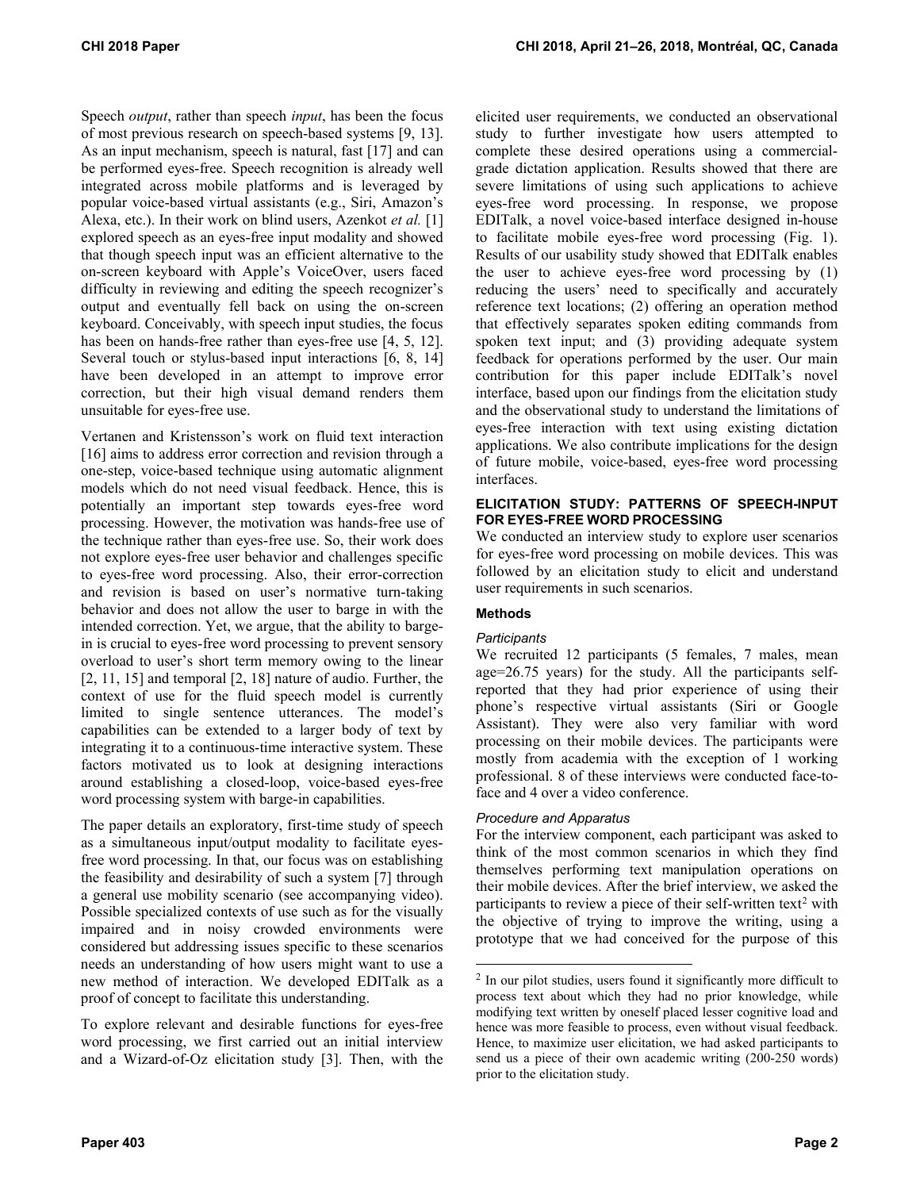Speech *output*, rather than speech *input*, has been the focus of most previous research on speech-based systems [9, 13]. As an input mechanism, speech is natural, fast [17] and can be performed eyes-free. Speech recognition is already well integrated across mobile platforms and is leveraged by popular voice-based virtual assistants (e.g., Siri, Amazon's Alexa, etc.). In their work on blind users, Azenkot *et al.* [1] explored speech as an eyes-free input modality and showed that though speech input was an efficient alternative to the on-screen keyboard with Apple's VoiceOver, users faced difficulty in reviewing and editing the speech recognizer's output and eventually fell back on using the on-screen keyboard. Conceivably, with speech input studies, the focus has been on hands-free rather than eyes-free use [4, 5, 12]. Several touch or stylus-based input interactions [6, 8, 14] have been developed in an attempt to improve error correction, but their high visual demand renders them unsuitable for eyes-free use.

Vertanen and Kristensson's work on fluid text interaction [16] aims to address error correction and revision through a one-step, voice-based technique using automatic alignment models which do not need visual feedback. Hence, this is potentially an important step towards eyes-free word processing. However, the motivation was hands-free use of the technique rather than eyes-free use. So, their work does not explore eyes-free user behavior and challenges specific to eyes-free word processing. Also, their error-correction and revision is based on user's normative turn-taking behavior and does not allow the user to barge in with the intended correction. Yet, we argue, that the ability to barge-in is crucial to eyes-free word processing to prevent sensory overload to user's short term memory owing to the linear [2, 11, 15] and temporal [2, 18] nature of audio. Further, the context of use for the fluid speech model is currently limited to single sentence utterances. The model's capabilities can be extended to a larger body of text by integrating it to a continuous-time interactive system. These factors motivated us to look at designing interactions around establishing a closed-loop, voice-based eyes-free word processing system with barge-in capabilities.

The paper details an exploratory, first-time study of speech as a simultaneous input/output modality to facilitate eyes-free word processing. In that, our focus was on establishing the feasibility and desirability of such a system [7] through a general use mobility scenario (see accompanying video). Possible specialized contexts of use such as for the visually impaired and in noisy crowded environments were considered but addressing issues specific to these scenarios needs an understanding of how users might want to use a new method of interaction. We developed EDITalk as a proof of concept to facilitate this understanding.

To explore relevant and desirable functions for eyes-free word processing, we first carried out an initial interview and a Wizard-of-Oz elicitation study [3]. Then, with the elicited user requirements, we conducted an observational study to further investigate how users attempted to complete these desired operations using a commercial-grade dictation application. Results showed that there are severe limitations of using such applications to achieve eyes-free word processing. In response, we propose EDITalk, a novel voice-based interface designed in-house to facilitate mobile eyes-free word processing (Fig. 1). Results of our usability study showed that EDITalk enables the user to achieve eyes-free word processing by (1) reducing the users' need to specifically and accurately reference text locations; (2) offering an operation method that effectively separates spoken editing commands from spoken text input; and (3) providing adequate system feedback for operations performed by the user. Our main contribution for this paper include EDITalk's novel interface, based upon our findings from the elicitation study and the observational study to understand the limitations of eyes-free interaction with text using existing dictation applications. We also contribute implications for the design of future mobile, voice-based, eyes-free word processing interfaces.

## ELICITATION STUDY: PATTERNS OF SPEECH-INPUT FOR EYES-FREE WORD PROCESSING

We conducted an interview study to explore user scenarios for eyes-free word processing on mobile devices. This was followed by an elicitation study to elicit and understand user requirements in such scenarios.

### Methods

#### *Participants*

We recruited 12 participants (5 females, 7 males, mean age=26.75 years) for the study. All the participants self-reported that they had prior experience of using their phone's respective virtual assistants (Siri or Google Assistant). They were also very familiar with word processing on their mobile devices. The participants were mostly from academia with the exception of 1 working professional. 8 of these interviews were conducted face-to-face and 4 over a video conference.

#### *Procedure and Apparatus*

For the interview component, each participant was asked to think of the most common scenarios in which they find themselves performing text manipulation operations on their mobile devices. After the brief interview, we asked the participants to review a piece of their self-written text[2] with the objective of trying to improve the writing, using a prototype that we had conceived for the purpose of this

[2] In our pilot studies, users found it significantly more difficult to process text about which they had no prior knowledge, while modifying text written by oneself placed lesser cognitive load and hence was more feasible to process, even without visual feedback. Hence, to maximize user elicitation, we had asked participants to send us a piece of their own academic writing (200-250 words) prior to the elicitation study.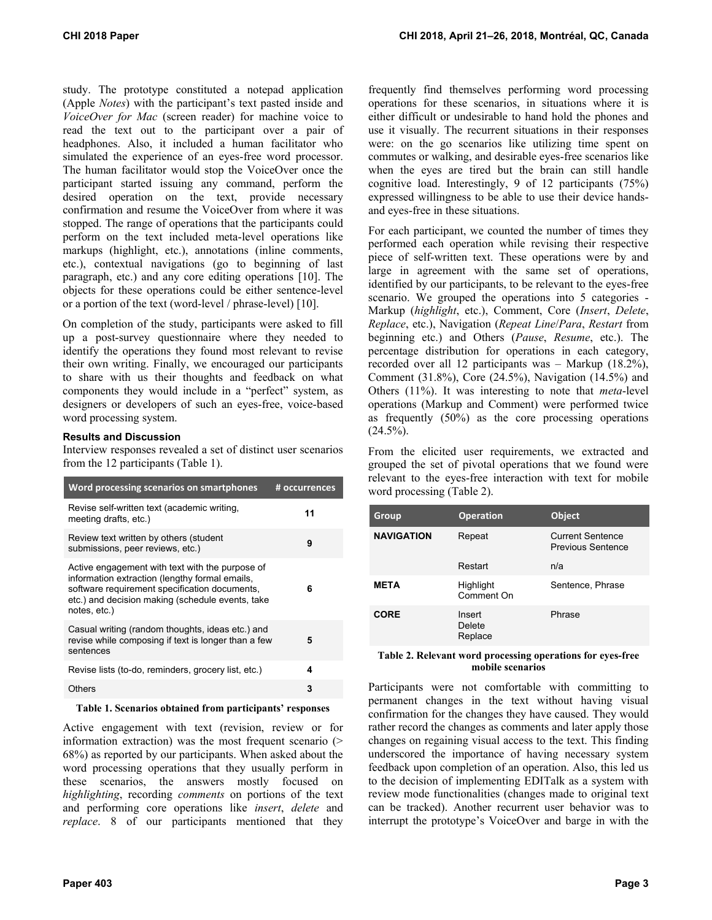study. The prototype constituted a notepad application (Apple *Notes*) with the participant's text pasted inside and *VoiceOver for Mac* (screen reader) for machine voice to read the text out to the participant over a pair of headphones. Also, it included a human facilitator who simulated the experience of an eyes-free word processor. The human facilitator would stop the VoiceOver once the participant started issuing any command, perform the desired operation on the text, provide necessary confirmation and resume the VoiceOver from where it was stopped. The range of operations that the participants could perform on the text included meta-level operations like markups (highlight, etc.), annotations (inline comments, etc.), contextual navigations (go to beginning of last paragraph, etc.) and any core editing operations [10]. The objects for these operations could be either sentence-level or a portion of the text (word-level / phrase-level) [10].

On completion of the study, participants were asked to fill up a post-survey questionnaire where they needed to identify the operations they found most relevant to revise their own writing. Finally, we encouraged our participants to share with us their thoughts and feedback on what components they would include in a "perfect" system, as designers or developers of such an eyes-free, voice-based word processing system.

### Results and Discussion

Interview responses revealed a set of distinct user scenarios from the 12 participants (Table 1).

| Word processing scenarios on smartphones | # occurrences |
|---|---|
| Revise self-written text (academic writing, meeting drafts, etc.) | 11 |
| Review text written by others (student submissions, peer reviews, etc.) | 9 |
| Active engagement with text with the purpose of information extraction (lengthy formal emails, software requirement specification documents, etc.) and decision making (schedule events, take notes, etc.) | 6 |
| Casual writing (random thoughts, ideas etc.) and revise while composing if text is longer than a few sentences | 5 |
| Revise lists (to-do, reminders, grocery list, etc.) | 4 |
| Others | 3 |

**Table 1. Scenarios obtained from participants' responses**

Active engagement with text (revision, review or for information extraction) was the most frequent scenario (> 68%) as reported by our participants. When asked about the word processing operations that they usually perform in these scenarios, the answers mostly focused on *highlighting*, recording *comments* on portions of the text and performing core operations like *insert*, *delete* and *replace*. 8 of our participants mentioned that they frequently find themselves performing word processing operations for these scenarios, in situations where it is either difficult or undesirable to hand hold the phones and use it visually. The recurrent situations in their responses were: on the go scenarios like utilizing time spent on commutes or walking, and desirable eyes-free scenarios like when the eyes are tired but the brain can still handle cognitive load. Interestingly, 9 of 12 participants (75%) expressed willingness to be able to use their device hands- and eyes-free in these situations.

For each participant, we counted the number of times they performed each operation while revising their respective piece of self-written text. These operations were by and large in agreement with the same set of operations, identified by our participants, to be relevant to the eyes-free scenario. We grouped the operations into 5 categories - Markup (*highlight*, etc.), Comment, Core (*Insert*, *Delete*, *Replace*, etc.), Navigation (*Repeat Line*/*Para*, *Restart* from beginning etc.) and Others (*Pause*, *Resume*, etc.). The percentage distribution for operations in each category, recorded over all 12 participants was – Markup (18.2%), Comment (31.8%), Core (24.5%), Navigation (14.5%) and Others (11%). It was interesting to note that *meta*-level operations (Markup and Comment) were performed twice as frequently (50%) as the core processing operations (24.5%).

From the elicited user requirements, we extracted and grouped the set of pivotal operations that we found were relevant to the eyes-free interaction with text for mobile word processing (Table 2).

| Group | Operation | Object |
|---|---|---|
| **NAVIGATION** | Repeat | Current Sentence<br>Previous Sentence |
| | Restart | n/a |
| **META** | Highlight<br>Comment On | Sentence, Phrase |
| **CORE** | Insert<br>Delete<br>Replace | Phrase |

**Table 2. Relevant word processing operations for eyes-free mobile scenarios**

Participants were not comfortable with committing to permanent changes in the text without having visual confirmation for the changes they have caused. They would rather record the changes as comments and later apply those changes on regaining visual access to the text. This finding underscored the importance of having necessary system feedback upon completion of an operation. Also, this led us to the decision of implementing EDITalk as a system with review mode functionalities (changes made to original text can be tracked). Another recurrent user behavior was to interrupt the prototype's VoiceOver and barge in with the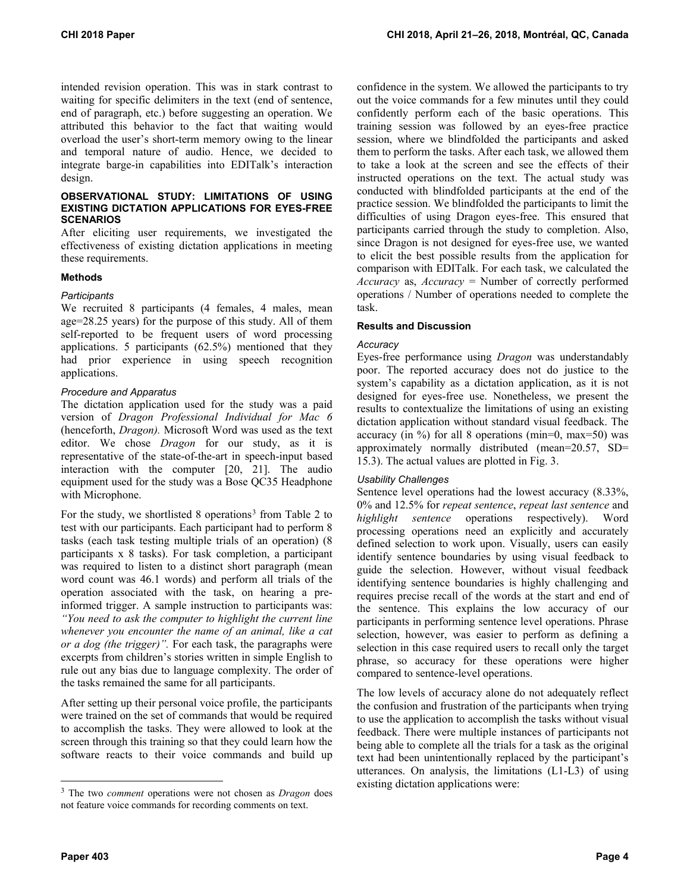intended revision operation. This was in stark contrast to waiting for specific delimiters in the text (end of sentence, end of paragraph, etc.) before suggesting an operation. We attributed this behavior to the fact that waiting would overload the user's short-term memory owing to the linear and temporal nature of audio. Hence, we decided to integrate barge-in capabilities into EDITalk's interaction design.

## OBSERVATIONAL STUDY: LIMITATIONS OF USING EXISTING DICTATION APPLICATIONS FOR EYES-FREE SCENARIOS

After eliciting user requirements, we investigated the effectiveness of existing dictation applications in meeting these requirements.

### Methods

#### *Participants*

We recruited 8 participants (4 females, 4 males, mean age=28.25 years) for the purpose of this study. All of them self-reported to be frequent users of word processing applications. 5 participants (62.5%) mentioned that they had prior experience in using speech recognition applications.

#### *Procedure and Apparatus*

The dictation application used for the study was a paid version of *Dragon Professional Individual for Mac 6* (henceforth, *Dragon).* Microsoft Word was used as the text editor. We chose *Dragon* for our study, as it is representative of the state-of-the-art in speech-input based interaction with the computer [20, 21]. The audio equipment used for the study was a Bose QC35 Headphone with Microphone.

For the study, we shortlisted 8 operations[3] from Table 2 to test with our participants. Each participant had to perform 8 tasks (each task testing multiple trials of an operation) (8 participants x 8 tasks). For task completion, a participant was required to listen to a distinct short paragraph (mean word count was 46.1 words) and perform all trials of the operation associated with the task, on hearing a pre-informed trigger. A sample instruction to participants was: *"You need to ask the computer to highlight the current line whenever you encounter the name of an animal, like a cat or a dog (the trigger)"*. For each task, the paragraphs were excerpts from children's stories written in simple English to rule out any bias due to language complexity. The order of the tasks remained the same for all participants.

After setting up their personal voice profile, the participants were trained on the set of commands that would be required to accomplish the tasks. They were allowed to look at the screen through this training so that they could learn how the software reacts to their voice commands and build up confidence in the system. We allowed the participants to try out the voice commands for a few minutes until they could confidently perform each of the basic operations. This training session was followed by an eyes-free practice session, where we blindfolded the participants and asked them to perform the tasks. After each task, we allowed them to take a look at the screen and see the effects of their instructed operations on the text. The actual study was conducted with blindfolded participants at the end of the practice session. We blindfolded the participants to limit the difficulties of using Dragon eyes-free. This ensured that participants carried through the study to completion. Also, since Dragon is not designed for eyes-free use, we wanted to elicit the best possible results from the application for comparison with EDITalk. For each task, we calculated the *Accuracy* as, *Accuracy* = Number of correctly performed operations / Number of operations needed to complete the task.

[3] The two *comment* operations were not chosen as *Dragon* does not feature voice commands for recording comments on text.

### Results and Discussion

#### *Accuracy*

Eyes-free performance using *Dragon* was understandably poor. The reported accuracy does not do justice to the system's capability as a dictation application, as it is not designed for eyes-free use. Nonetheless, we present the results to contextualize the limitations of using an existing dictation application without standard visual feedback. The accuracy (in %) for all 8 operations (min=0, max=50) was approximately normally distributed (mean=20.57, SD= 15.3). The actual values are plotted in Fig. 3.

#### *Usability Challenges*

Sentence level operations had the lowest accuracy (8.33%, 0% and 12.5% for *repeat sentence*, *repeat last sentence* and *highlight sentence* operations respectively). Word processing operations need an explicitly and accurately defined selection to work upon. Visually, users can easily identify sentence boundaries by using visual feedback to guide the selection. However, without visual feedback identifying sentence boundaries is highly challenging and requires precise recall of the words at the start and end of the sentence. This explains the low accuracy of our participants in performing sentence level operations. Phrase selection, however, was easier to perform as defining a selection in this case required users to recall only the target phrase, so accuracy for these operations were higher compared to sentence-level operations.

The low levels of accuracy alone do not adequately reflect the confusion and frustration of the participants when trying to use the application to accomplish the tasks without visual feedback. There were multiple instances of participants not being able to complete all the trials for a task as the original text had been unintentionally replaced by the participant's utterances. On analysis, the limitations (L1-L3) of using existing dictation applications were: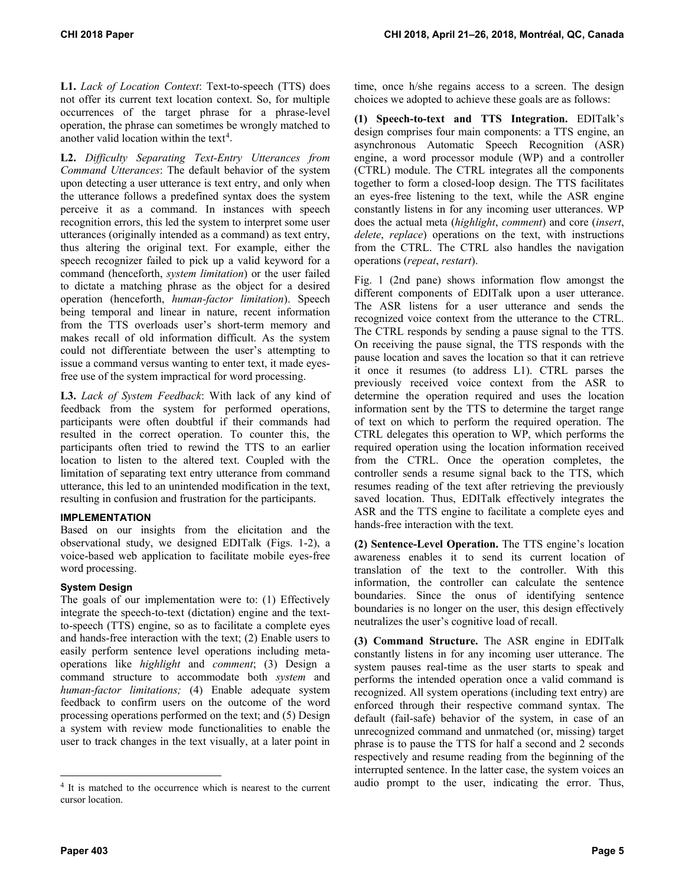**L1.** *Lack of Location Context*: Text-to-speech (TTS) does not offer its current text location context. So, for multiple occurrences of the target phrase for a phrase-level operation, the phrase can sometimes be wrongly matched to another valid location within the text[4].

**L2.** *Difficulty Separating Text-Entry Utterances from Command Utterances*: The default behavior of the system upon detecting a user utterance is text entry, and only when the utterance follows a predefined syntax does the system perceive it as a command. In instances with speech recognition errors, this led the system to interpret some user utterances (originally intended as a command) as text entry, thus altering the original text. For example, either the speech recognizer failed to pick up a valid keyword for a command (henceforth, *system limitation*) or the user failed to dictate a matching phrase as the object for a desired operation (henceforth, *human-factor limitation*). Speech being temporal and linear in nature, recent information from the TTS overloads user's short-term memory and makes recall of old information difficult. As the system could not differentiate between the user's attempting to issue a command versus wanting to enter text, it made eyes-free use of the system impractical for word processing.

**L3.** *Lack of System Feedback*: With lack of any kind of feedback from the system for performed operations, participants were often doubtful if their commands had resulted in the correct operation. To counter this, the participants often tried to rewind the TTS to an earlier location to listen to the altered text. Coupled with the limitation of separating text entry utterance from command utterance, this led to an unintended modification in the text, resulting in confusion and frustration for the participants.

## IMPLEMENTATION

Based on our insights from the elicitation and the observational study, we designed EDITalk (Figs. 1-2), a voice-based web application to facilitate mobile eyes-free word processing.

### System Design

The goals of our implementation were to: (1) Effectively integrate the speech-to-text (dictation) engine and the text-to-speech (TTS) engine, so as to facilitate a complete eyes and hands-free interaction with the text; (2) Enable users to easily perform sentence level operations including meta-operations like *highlight* and *comment*; (3) Design a command structure to accommodate both *system* and *human-factor limitations;* (4) Enable adequate system feedback to confirm users on the outcome of the word processing operations performed on the text; and (5) Design a system with review mode functionalities to enable the user to track changes in the text visually, at a later point in time, once h/she regains access to a screen. The design choices we adopted to achieve these goals are as follows:

**(1) Speech-to-text and TTS Integration.** EDITalk's design comprises four main components: a TTS engine, an asynchronous Automatic Speech Recognition (ASR) engine, a word processor module (WP) and a controller (CTRL) module. The CTRL integrates all the components together to form a closed-loop design. The TTS facilitates an eyes-free listening to the text, while the ASR engine constantly listens in for any incoming user utterances. WP does the actual meta (*highlight*, *comment*) and core (*insert*, *delete*, *replace*) operations on the text, with instructions from the CTRL. The CTRL also handles the navigation operations (*repeat*, *restart*).

Fig. 1 (2nd pane) shows information flow amongst the different components of EDITalk upon a user utterance. The ASR listens for a user utterance and sends the recognized voice context from the utterance to the CTRL. The CTRL responds by sending a pause signal to the TTS. On receiving the pause signal, the TTS responds with the pause location and saves the location so that it can retrieve it once it resumes (to address L1). CTRL parses the previously received voice context from the ASR to determine the operation required and uses the location information sent by the TTS to determine the target range of text on which to perform the required operation. The CTRL delegates this operation to WP, which performs the required operation using the location information received from the CTRL. Once the operation completes, the controller sends a resume signal back to the TTS, which resumes reading of the text after retrieving the previously saved location. Thus, EDITalk effectively integrates the ASR and the TTS engine to facilitate a complete eyes and hands-free interaction with the text.

**(2) Sentence-Level Operation.** The TTS engine's location awareness enables it to send its current location of translation of the text to the controller. With this information, the controller can calculate the sentence boundaries. Since the onus of identifying sentence boundaries is no longer on the user, this design effectively neutralizes the user's cognitive load of recall.

**(3) Command Structure.** The ASR engine in EDITalk constantly listens in for any incoming user utterance. The system pauses real-time as the user starts to speak and performs the intended operation once a valid command is recognized. All system operations (including text entry) are enforced through their respective command syntax. The default (fail-safe) behavior of the system, in case of an unrecognized command and unmatched (or, missing) target phrase is to pause the TTS for half a second and 2 seconds respectively and resume reading from the beginning of the interrupted sentence. In the latter case, the system voices an audio prompt to the user, indicating the error. Thus,

[4] It is matched to the occurrence which is nearest to the current cursor location.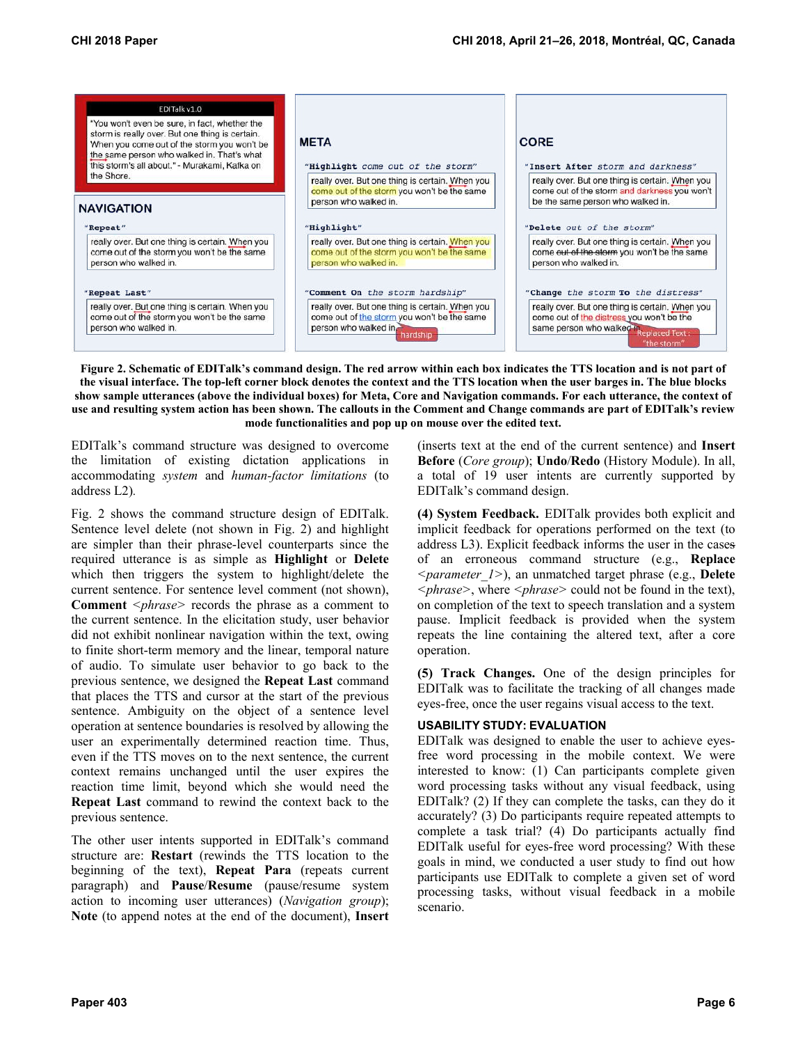**Figure 2. Schematic of EDITalk's command design. The red arrow within each box indicates the TTS location and is not part of the visual interface. The top-left corner block denotes the context and the TTS location when the user barges in. The blue blocks show sample utterances (above the individual boxes) for Meta, Core and Navigation commands. For each utterance, the context of use and resulting system action has been shown. The callouts in the Comment and Change commands are part of EDITalk's review mode functionalities and pop up on mouse over the edited text.**

EDITalk's command structure was designed to overcome the limitation of existing dictation applications in accommodating *system* and *human-factor limitations* (to address L2).

Fig. 2 shows the command structure design of EDITalk. Sentence level delete (not shown in Fig. 2) and highlight are simpler than their phrase-level counterparts since the required utterance is as simple as **Highlight** or **Delete** which then triggers the system to highlight/delete the current sentence. For sentence level comment (not shown), **Comment** *<phrase>* records the phrase as a comment to the current sentence. In the elicitation study, user behavior did not exhibit nonlinear navigation within the text, owing to finite short-term memory and the linear, temporal nature of audio. To simulate user behavior to go back to the previous sentence, we designed the **Repeat Last** command that places the TTS and cursor at the start of the previous sentence. Ambiguity on the object of a sentence level operation at sentence boundaries is resolved by allowing the user an experimentally determined reaction time. Thus, even if the TTS moves on to the next sentence, the current context remains unchanged until the user expires the reaction time limit, beyond which she would need the **Repeat Last** command to rewind the context back to the previous sentence.

The other user intents supported in EDITalk's command structure are: **Restart** (rewinds the TTS location to the beginning of the text), **Repeat Para** (repeats current paragraph) and **Pause**/**Resume** (pause/resume system action to incoming user utterances) (*Navigation group*); **Note** (to append notes at the end of the document), **Insert** (inserts text at the end of the current sentence) and **Insert Before** (*Core group*); **Undo**/**Redo** (History Module). In all, a total of 19 user intents are currently supported by EDITalk's command design.

**(4) System Feedback.** EDITalk provides both explicit and implicit feedback for operations performed on the text (to address L3). Explicit feedback informs the user in the cases of an erroneous command structure (e.g., **Replace** *<parameter_1>*), an unmatched target phrase (e.g., **Delete** *<phrase>*, where *<phrase>* could not be found in the text), on completion of the text to speech translation and a system pause. Implicit feedback is provided when the system repeats the line containing the altered text, after a core operation.

**(5) Track Changes.** One of the design principles for EDITalk was to facilitate the tracking of all changes made eyes-free, once the user regains visual access to the text.

## USABILITY STUDY: EVALUATION

EDITalk was designed to enable the user to achieve eyes-free word processing in the mobile context. We were interested to know: (1) Can participants complete given word processing tasks without any visual feedback, using EDITalk? (2) If they can complete the tasks, can they do it accurately? (3) Do participants require repeated attempts to complete a task trial? (4) Do participants actually find EDITalk useful for eyes-free word processing? With these goals in mind, we conducted a user study to find out how participants use EDITalk to complete a given set of word processing tasks, without visual feedback in a mobile scenario.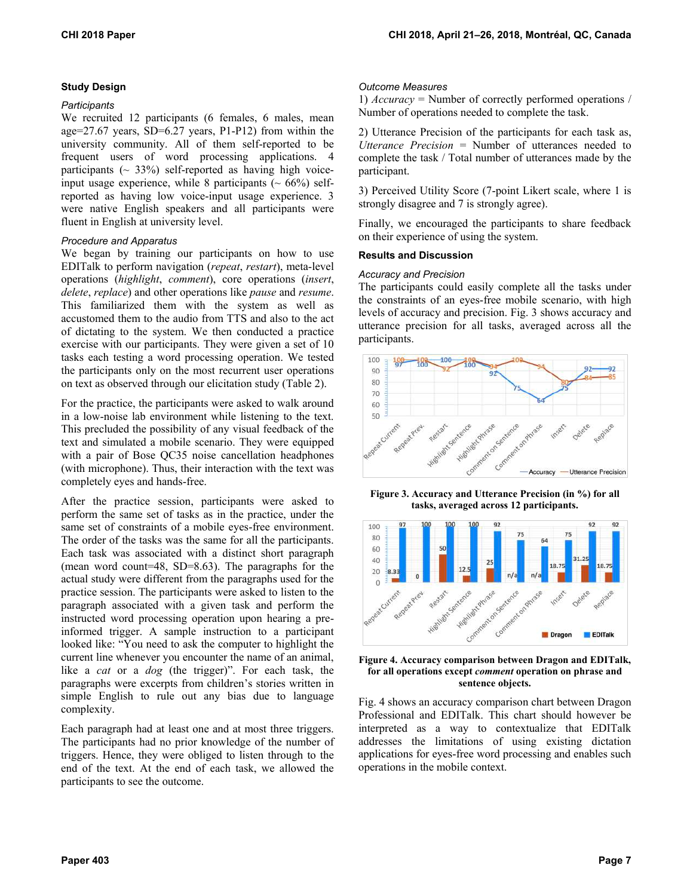### Study Design

*Participants*

We recruited 12 participants (6 females, 6 males, mean age=27.67 years, SD=6.27 years, P1-P12) from within the university community. All of them self-reported to be frequent users of word processing applications. 4 participants (~ 33%) self-reported as having high voice-input usage experience, while 8 participants (~ 66%) self-reported as having low voice-input usage experience. 3 were native English speakers and all participants were fluent in English at university level.

*Procedure and Apparatus*

We began by training our participants on how to use EDITalk to perform navigation (*repeat*, *restart*), meta-level operations (*highlight*, *comment*), core operations (*insert*, *delete*, *replace*) and other operations like *pause* and *resume*. This familiarized them with the system as well as accustomed them to the audio from TTS and also to the act of dictating to the system. We then conducted a practice exercise with our participants. They were given a set of 10 tasks each testing a word processing operation. We tested the participants only on the most recurrent user operations on text as observed through our elicitation study (Table 2).

For the practice, the participants were asked to walk around in a low-noise lab environment while listening to the text. This precluded the possibility of any visual feedback of the text and simulated a mobile scenario. They were equipped with a pair of Bose QC35 noise cancellation headphones (with microphone). Thus, their interaction with the text was completely eyes and hands-free.

After the practice session, participants were asked to perform the same set of tasks as in the practice, under the same set of constraints of a mobile eyes-free environment. The order of the tasks was the same for all the participants. Each task was associated with a distinct short paragraph (mean word count=48, SD=8.63). The paragraphs for the actual study were different from the paragraphs used for the practice session. The participants were asked to listen to the paragraph associated with a given task and perform the instructed word processing operation upon hearing a pre-informed trigger. A sample instruction to a participant looked like: "You need to ask the computer to highlight the current line whenever you encounter the name of an animal, like a *cat* or a *dog* (the trigger)". For each task, the paragraphs were excerpts from children's stories written in simple English to rule out any bias due to language complexity.

Each paragraph had at least one and at most three triggers. The participants had no prior knowledge of the number of triggers. Hence, they were obliged to listen through to the end of the text. At the end of each task, we allowed the participants to see the outcome.

*Outcome Measures*

1) *Accuracy* = Number of correctly performed operations / Number of operations needed to complete the task.

2) Utterance Precision of the participants for each task as, *Utterance Precision* = Number of utterances needed to complete the task / Total number of utterances made by the participant.

3) Perceived Utility Score (7-point Likert scale, where 1 is strongly disagree and 7 is strongly agree).

Finally, we encouraged the participants to share feedback on their experience of using the system.

### Results and Discussion

*Accuracy and Precision*

The participants could easily complete all the tasks under the constraints of an eyes-free mobile scenario, with high levels of accuracy and precision. Fig. 3 shows accuracy and utterance precision for all tasks, averaged across all the participants.

**Figure 3. Accuracy and Utterance Precision (in %) for all tasks, averaged across 12 participants.**

**Figure 4. Accuracy comparison between Dragon and EDITalk, for all operations except *comment* operation on phrase and sentence objects.**

Fig. 4 shows an accuracy comparison chart between Dragon Professional and EDITalk. This chart should however be interpreted as a way to contextualize that EDITalk addresses the limitations of using existing dictation applications for eyes-free word processing and enables such operations in the mobile context.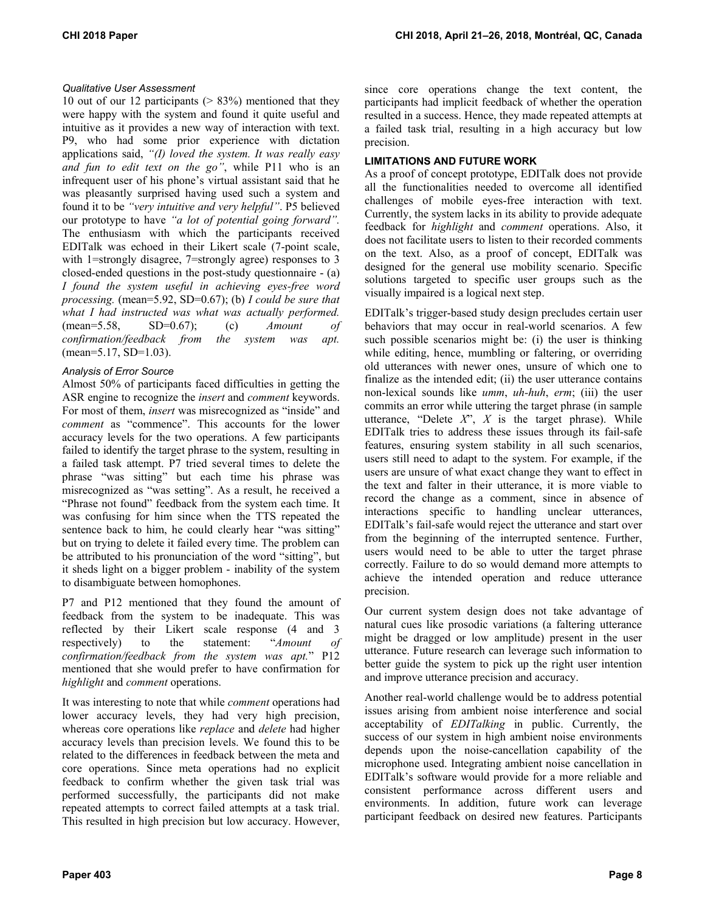*Qualitative User Assessment*

10 out of our 12 participants (> 83%) mentioned that they were happy with the system and found it quite useful and intuitive as it provides a new way of interaction with text. P9, who had some prior experience with dictation applications said, *"(I) loved the system. It was really easy and fun to edit text on the go"*, while P11 who is an infrequent user of his phone's virtual assistant said that he was pleasantly surprised having used such a system and found it to be *"very intuitive and very helpful"*. P5 believed our prototype to have *"a lot of potential going forward".* The enthusiasm with which the participants received EDITalk was echoed in their Likert scale (7-point scale, with 1=strongly disagree, 7=strongly agree) responses to 3 closed-ended questions in the post-study questionnaire - (a) *I found the system useful in achieving eyes-free word processing.* (mean=5.92, SD=0.67); (b) *I could be sure that what I had instructed was what was actually performed.* (mean=5.58, SD=0.67); (c) *Amount of confirmation/feedback from the system was apt.* (mean=5.17, SD=1.03).

*Analysis of Error Source*

Almost 50% of participants faced difficulties in getting the ASR engine to recognize the *insert* and *comment* keywords. For most of them, *insert* was misrecognized as "inside" and *comment* as "commence". This accounts for the lower accuracy levels for the two operations. A few participants failed to identify the target phrase to the system, resulting in a failed task attempt. P7 tried several times to delete the phrase "was sitting" but each time his phrase was misrecognized as "was setting". As a result, he received a "Phrase not found" feedback from the system each time. It was confusing for him since when the TTS repeated the sentence back to him, he could clearly hear "was sitting" but on trying to delete it failed every time. The problem can be attributed to his pronunciation of the word "sitting", but it sheds light on a bigger problem - inability of the system to disambiguate between homophones.

P7 and P12 mentioned that they found the amount of feedback from the system to be inadequate. This was reflected by their Likert scale response (4 and 3 respectively) to the statement: "*Amount of confirmation/feedback from the system was apt.*" P12 mentioned that she would prefer to have confirmation for *highlight* and *comment* operations.

It was interesting to note that while *comment* operations had lower accuracy levels, they had very high precision, whereas core operations like *replace* and *delete* had higher accuracy levels than precision levels. We found this to be related to the differences in feedback between the meta and core operations. Since meta operations had no explicit feedback to confirm whether the given task trial was performed successfully, the participants did not make repeated attempts to correct failed attempts at a task trial. This resulted in high precision but low accuracy. However, since core operations change the text content, the participants had implicit feedback of whether the operation resulted in a success. Hence, they made repeated attempts at a failed task trial, resulting in a high accuracy but low precision.

## LIMITATIONS AND FUTURE WORK

As a proof of concept prototype, EDITalk does not provide all the functionalities needed to overcome all identified challenges of mobile eyes-free interaction with text. Currently, the system lacks in its ability to provide adequate feedback for *highlight* and *comment* operations. Also, it does not facilitate users to listen to their recorded comments on the text. Also, as a proof of concept, EDITalk was designed for the general use mobility scenario. Specific solutions targeted to specific user groups such as the visually impaired is a logical next step.

EDITalk's trigger-based study design precludes certain user behaviors that may occur in real-world scenarios. A few such possible scenarios might be: (i) the user is thinking while editing, hence, mumbling or faltering, or overriding old utterances with newer ones, unsure of which one to finalize as the intended edit; (ii) the user utterance contains non-lexical sounds like *umm*, *uh-huh*, *erm*; (iii) the user commits an error while uttering the target phrase (in sample utterance, "Delete *X*", *X* is the target phrase). While EDITalk tries to address these issues through its fail-safe features, ensuring system stability in all such scenarios, users still need to adapt to the system. For example, if the users are unsure of what exact change they want to effect in the text and falter in their utterance, it is more viable to record the change as a comment, since in absence of interactions specific to handling unclear utterances, EDITalk's fail-safe would reject the utterance and start over from the beginning of the interrupted sentence. Further, users would need to be able to utter the target phrase correctly. Failure to do so would demand more attempts to achieve the intended operation and reduce utterance precision.

Our current system design does not take advantage of natural cues like prosodic variations (a faltering utterance might be dragged or low amplitude) present in the user utterance. Future research can leverage such information to better guide the system to pick up the right user intention and improve utterance precision and accuracy.

Another real-world challenge would be to address potential issues arising from ambient noise interference and social acceptability of *EDITalking* in public. Currently, the success of our system in high ambient noise environments depends upon the noise-cancellation capability of the microphone used. Integrating ambient noise cancellation in EDITalk's software would provide for a more reliable and consistent performance across different users and environments. In addition, future work can leverage participant feedback on desired new features. Participants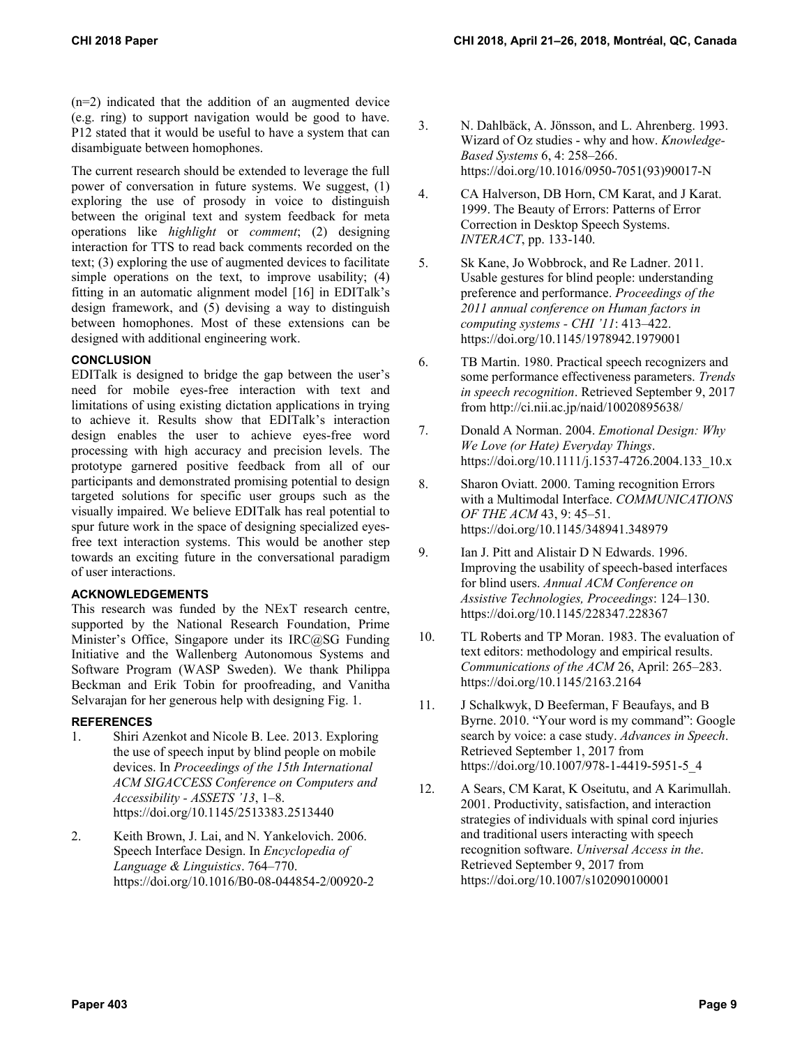(n=2) indicated that the addition of an augmented device (e.g. ring) to support navigation would be good to have. P12 stated that it would be useful to have a system that can disambiguate between homophones.

The current research should be extended to leverage the full power of conversation in future systems. We suggest, (1) exploring the use of prosody in voice to distinguish between the original text and system feedback for meta operations like *highlight* or *comment*; (2) designing interaction for TTS to read back comments recorded on the text; (3) exploring the use of augmented devices to facilitate simple operations on the text, to improve usability; (4) fitting in an automatic alignment model [16] in EDITalk's design framework, and (5) devising a way to distinguish between homophones. Most of these extensions can be designed with additional engineering work.

## CONCLUSION

EDITalk is designed to bridge the gap between the user's need for mobile eyes-free interaction with text and limitations of using existing dictation applications in trying to achieve it. Results show that EDITalk's interaction design enables the user to achieve eyes-free word processing with high accuracy and precision levels. The prototype garnered positive feedback from all of our participants and demonstrated promising potential to design targeted solutions for specific user groups such as the visually impaired. We believe EDITalk has real potential to spur future work in the space of designing specialized eyes-free text interaction systems. This would be another step towards an exciting future in the conversational paradigm of user interactions.

## ACKNOWLEDGEMENTS

This research was funded by the NExT research centre, supported by the National Research Foundation, Prime Minister's Office, Singapore under its IRC@SG Funding Initiative and the Wallenberg Autonomous Systems and Software Program (WASP Sweden). We thank Philippa Beckman and Erik Tobin for proofreading, and Vanitha Selvarajan for her generous help with designing Fig. 1.

## REFERENCES

1. Shiri Azenkot and Nicole B. Lee. 2013. Exploring the use of speech input by blind people on mobile devices. In *Proceedings of the 15th International ACM SIGACCESS Conference on Computers and Accessibility - ASSETS '13*, 1–8. https://doi.org/10.1145/2513383.2513440
2. Keith Brown, J. Lai, and N. Yankelovich. 2006. Speech Interface Design. In *Encyclopedia of Language & Linguistics*. 764–770. https://doi.org/10.1016/B0-08-044854-2/00920-2
3. N. Dahlbäck, A. Jönsson, and L. Ahrenberg. 1993. Wizard of Oz studies - why and how. *Knowledge-Based Systems* 6, 4: 258–266. https://doi.org/10.1016/0950-7051(93)90017-N
4. CA Halverson, DB Horn, CM Karat, and J Karat. 1999. The Beauty of Errors: Patterns of Error Correction in Desktop Speech Systems. *INTERACT*, pp. 133-140.
5. Sk Kane, Jo Wobbrock, and Re Ladner. 2011. Usable gestures for blind people: understanding preference and performance. *Proceedings of the 2011 annual conference on Human factors in computing systems - CHI '11*: 413–422. https://doi.org/10.1145/1978942.1979001
6. TB Martin. 1980. Practical speech recognizers and some performance effectiveness parameters. *Trends in speech recognition*. Retrieved September 9, 2017 from http://ci.nii.ac.jp/naid/10020895638/
7. Donald A Norman. 2004. *Emotional Design: Why We Love (or Hate) Everyday Things*. https://doi.org/10.1111/j.1537-4726.2004.133_10.x
8. Sharon Oviatt. 2000. Taming recognition Errors with a Multimodal Interface. *COMMUNICATIONS OF THE ACM* 43, 9: 45–51. https://doi.org/10.1145/348941.348979
9. Ian J. Pitt and Alistair D N Edwards. 1996. Improving the usability of speech-based interfaces for blind users. *Annual ACM Conference on Assistive Technologies, Proceedings*: 124–130. https://doi.org/10.1145/228347.228367
10. TL Roberts and TP Moran. 1983. The evaluation of text editors: methodology and empirical results. *Communications of the ACM* 26, April: 265–283. https://doi.org/10.1145/2163.2164
11. J Schalkwyk, D Beeferman, F Beaufays, and B Byrne. 2010. "Your word is my command": Google search by voice: a case study. *Advances in Speech*. Retrieved September 1, 2017 from https://doi.org/10.1007/978-1-4419-5951-5_4
12. A Sears, CM Karat, K Oseitutu, and A Karimullah. 2001. Productivity, satisfaction, and interaction strategies of individuals with spinal cord injuries and traditional users interacting with speech recognition software. *Universal Access in the*. Retrieved September 9, 2017 from https://doi.org/10.1007/s102090100001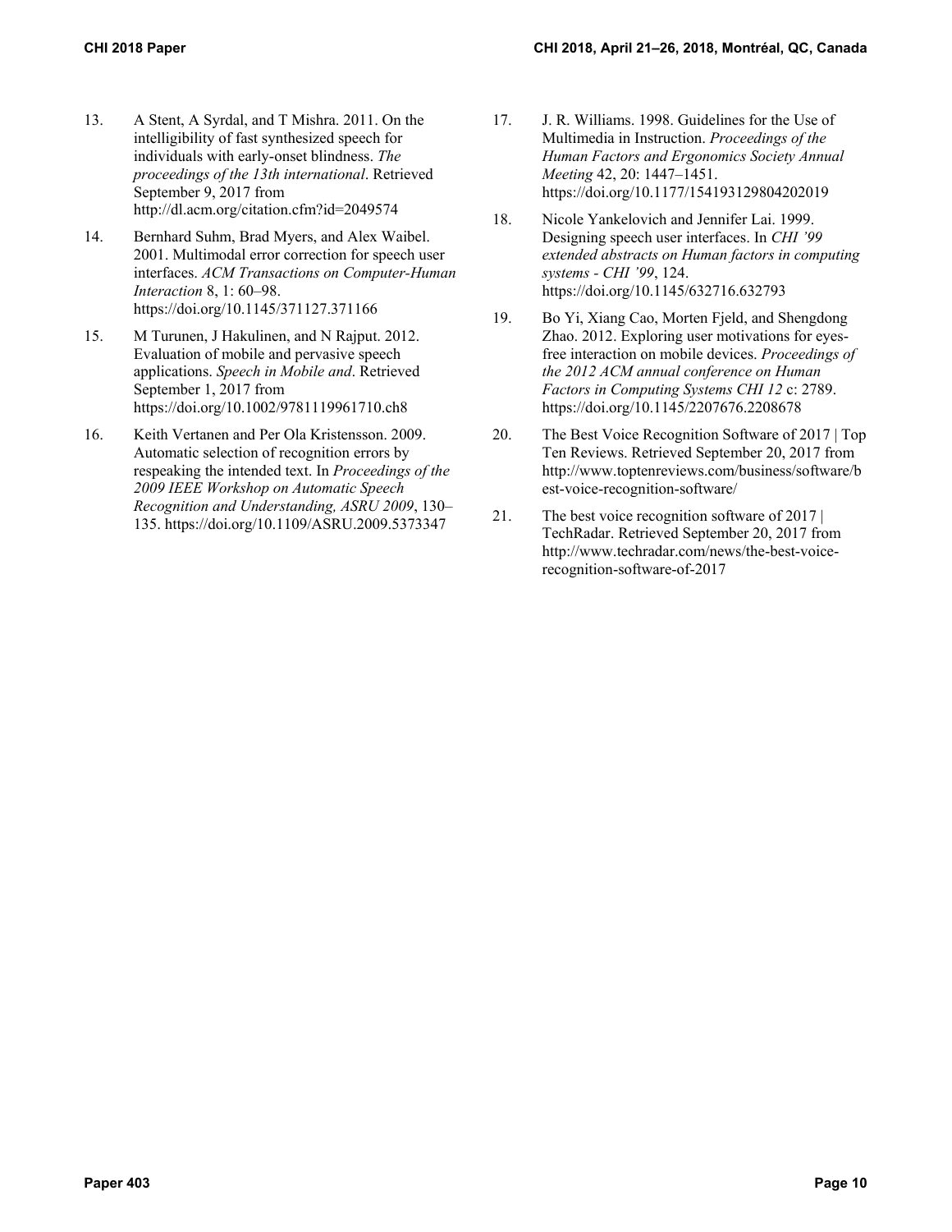13. A Stent, A Syrdal, and T Mishra. 2011. On the intelligibility of fast synthesized speech for individuals with early-onset blindness. *The proceedings of the 13th international*. Retrieved September 9, 2017 from http://dl.acm.org/citation.cfm?id=2049574

14. Bernhard Suhm, Brad Myers, and Alex Waibel. 2001. Multimodal error correction for speech user interfaces. *ACM Transactions on Computer-Human Interaction* 8, 1: 60–98. https://doi.org/10.1145/371127.371166

15. M Turunen, J Hakulinen, and N Rajput. 2012. Evaluation of mobile and pervasive speech applications. *Speech in Mobile and*. Retrieved September 1, 2017 from https://doi.org/10.1002/9781119961710.ch8

16. Keith Vertanen and Per Ola Kristensson. 2009. Automatic selection of recognition errors by respeaking the intended text. In *Proceedings of the 2009 IEEE Workshop on Automatic Speech Recognition and Understanding, ASRU 2009*, 130–135. https://doi.org/10.1109/ASRU.2009.5373347

17. J. R. Williams. 1998. Guidelines for the Use of Multimedia in Instruction. *Proceedings of the Human Factors and Ergonomics Society Annual Meeting* 42, 20: 1447–1451. https://doi.org/10.1177/154193129804202019

18. Nicole Yankelovich and Jennifer Lai. 1999. Designing speech user interfaces. In *CHI '99 extended abstracts on Human factors in computing systems - CHI '99*, 124. https://doi.org/10.1145/632716.632793

19. Bo Yi, Xiang Cao, Morten Fjeld, and Shengdong Zhao. 2012. Exploring user motivations for eyes-free interaction on mobile devices. *Proceedings of the 2012 ACM annual conference on Human Factors in Computing Systems CHI 12* c: 2789. https://doi.org/10.1145/2207676.2208678

20. The Best Voice Recognition Software of 2017 | Top Ten Reviews. Retrieved September 20, 2017 from http://www.toptenreviews.com/business/software/best-voice-recognition-software/

21. The best voice recognition software of 2017 | TechRadar. Retrieved September 20, 2017 from http://www.techradar.com/news/the-best-voice-recognition-software-of-2017